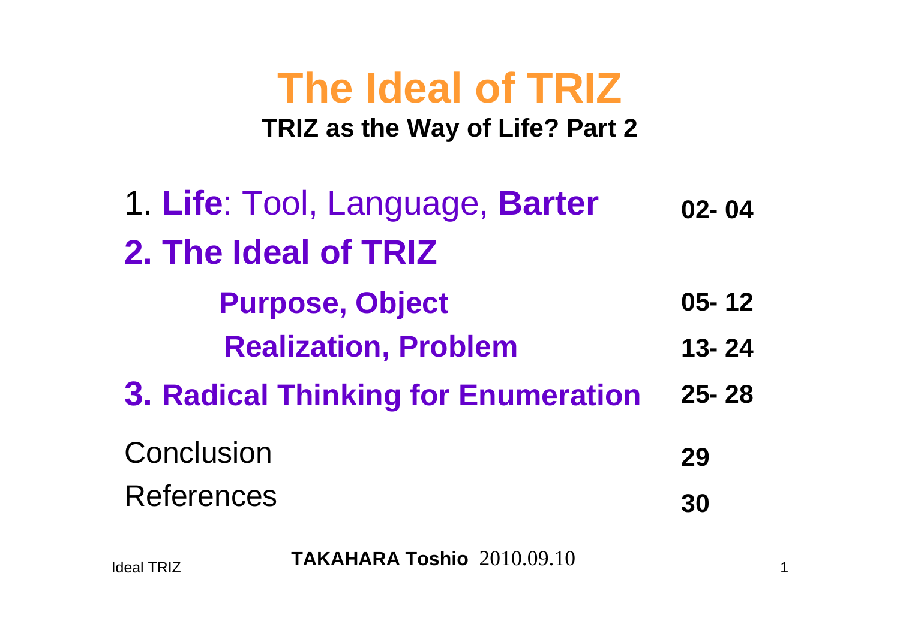# The Ideal of TRIZ

**TRIZ as the Way of Life? Part 2**

| | |
|---|---|
| 1. **Life**: Tool, Language, **Barter** | **02- 04** |
| **2. The Ideal of TRIZ** | |
| **Purpose, Object** | **05- 12** |
| **Realization, Problem** | **13- 24** |
| **3. Radical Thinking for Enumeration** | **25- 28** |
| Conclusion | **29** |
| References | **30** |

**TAKAHARA Toshio** 2010.09.10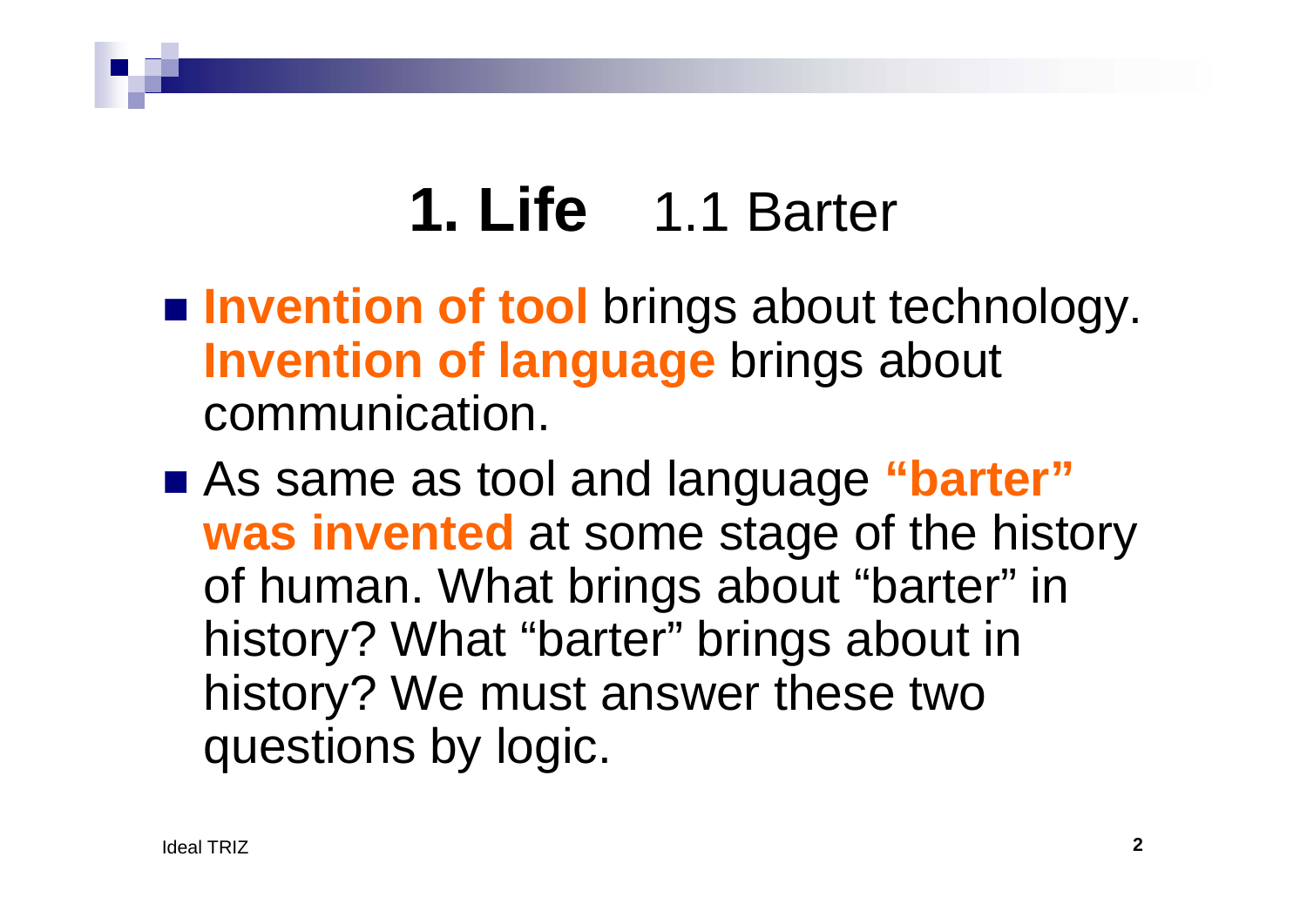# **1. Life** 1.1 Barter

- **Invention of tool** brings about technology. **Invention of language** brings about communication.
- As same as tool and language **"barter" was invented** at some stage of the history of human. What brings about "barter" in history? What "barter" brings about in history? We must answer these two questions by logic.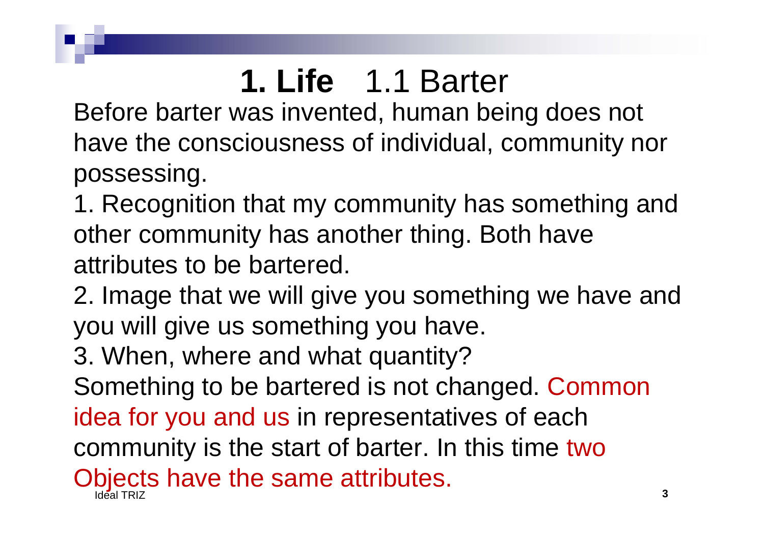# **1. Life** 1.1 Barter

Before barter was invented, human being does not have the consciousness of individual, community nor possessing.

1. Recognition that my community has something and other community has another thing. Both have attributes to be bartered.
2. Image that we will give you something we have and you will give us something you have.
3. When, where and what quantity?

Something to be bartered is not changed. Common idea for you and us in representatives of each community is the start of barter. In this time two Objects have the same attributes.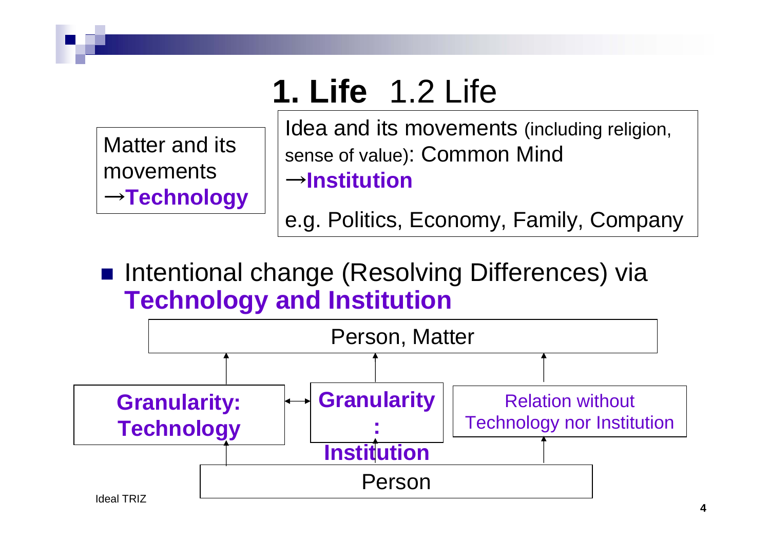# 1. Life 1.2 Life

Matter and its movements →**Technology**

Idea and its movements (including religion, sense of value): Common Mind →**Institution**

e.g. Politics, Economy, Family, Company

- Intentional change (Resolving Differences) via **Technology and Institution**

Person, Matter

**Granularity: Technology**

**Granularity: Institution**

Relation without Technology nor Institution

Person

Ideal TRIZ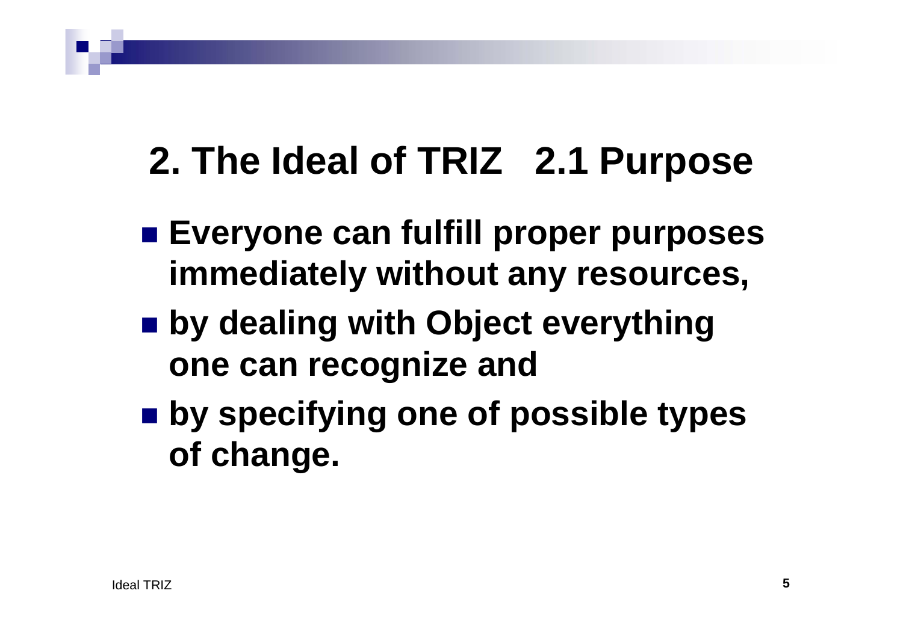# 2. The Ideal of TRIZ   2.1 Purpose

- **Everyone can fulfill proper purposes immediately without any resources,**
- **by dealing with Object everything one can recognize and**
- **by specifying one of possible types of change.**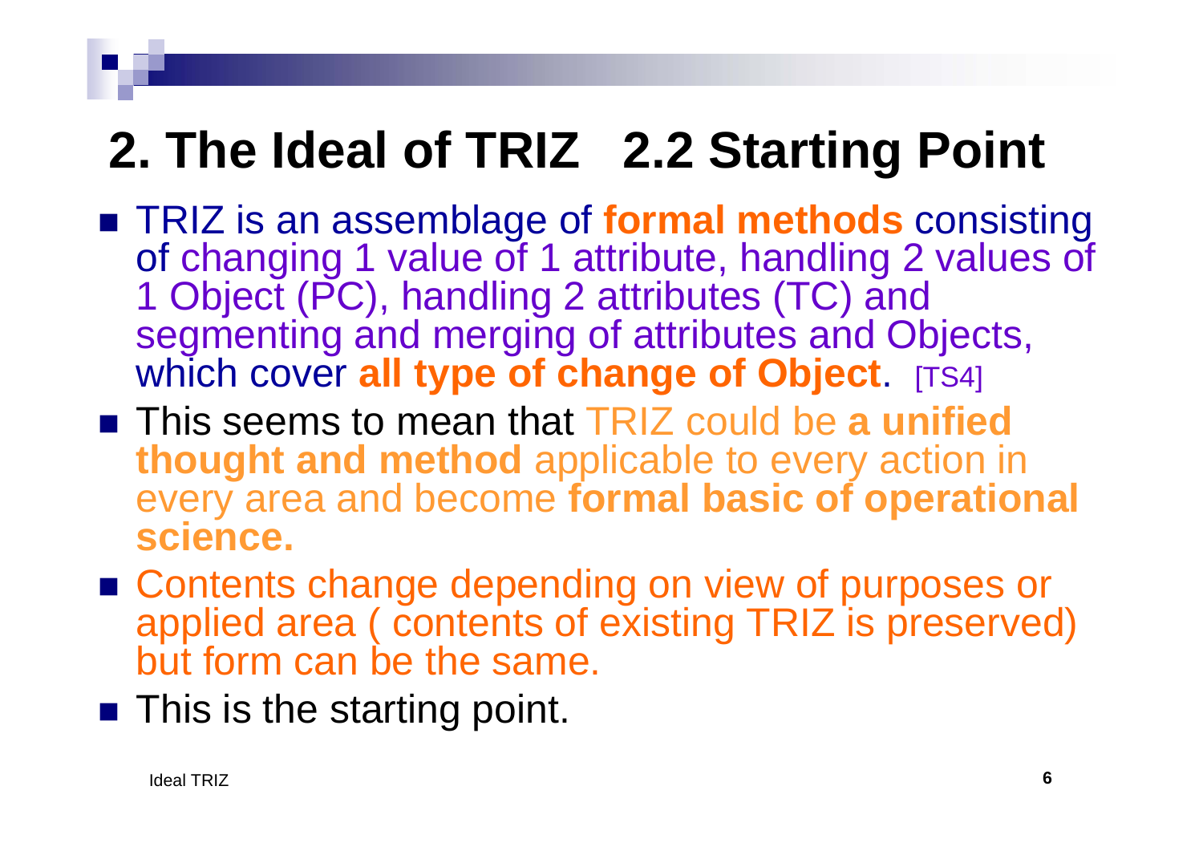# 2. The Ideal of TRIZ 2.2 Starting Point

- TRIZ is an assemblage of **formal methods** consisting of changing 1 value of 1 attribute, handling 2 values of 1 Object (PC), handling 2 attributes (TC) and segmenting and merging of attributes and Objects, which cover **all type of change of Object**. [TS4]
- This seems to mean that TRIZ could be **a unified thought and method** applicable to every action in every area and become **formal basic of operational science.**
- Contents change depending on view of purposes or applied area ( contents of existing TRIZ is preserved) but form can be the same.
- This is the starting point.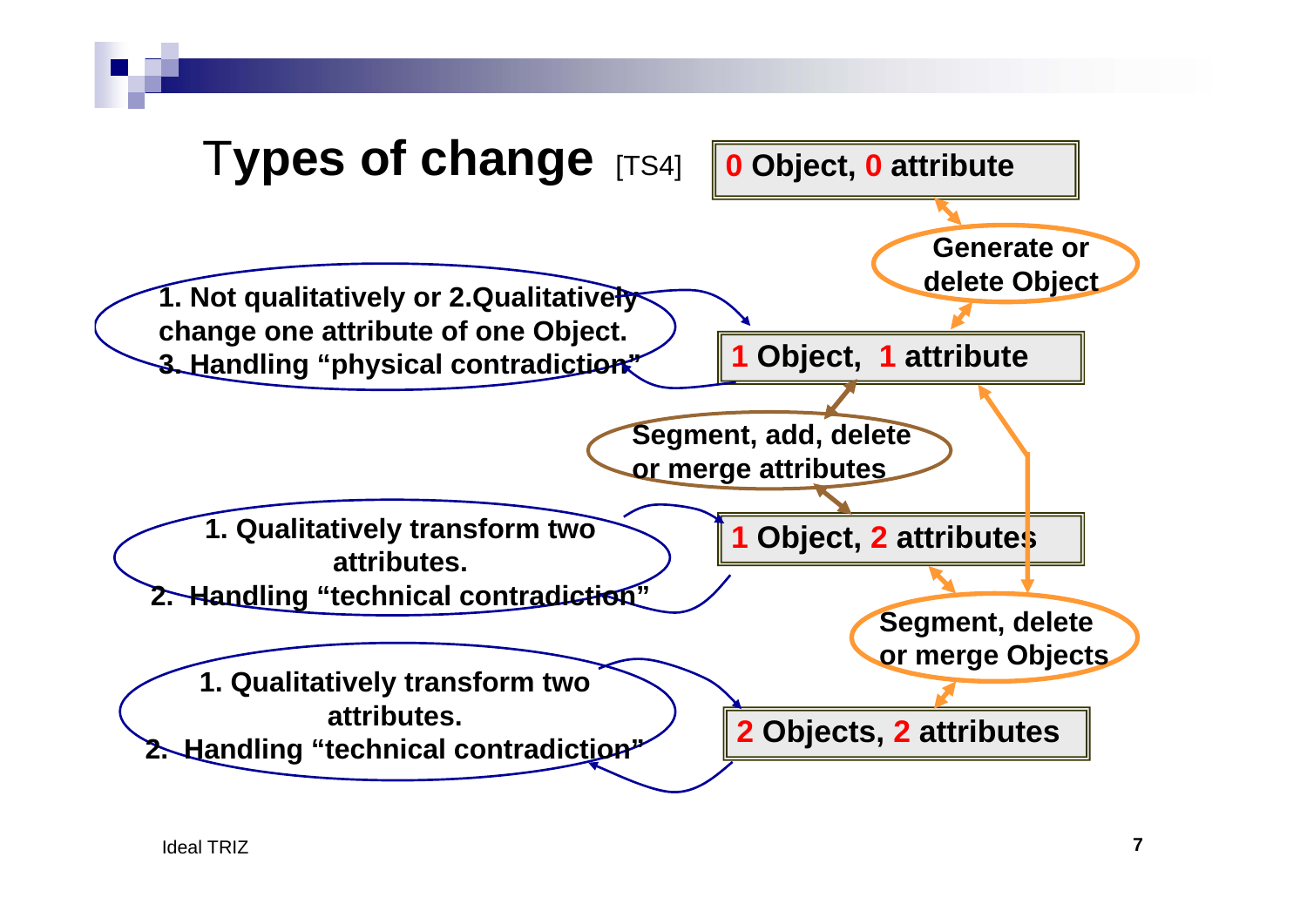# Types of change [TS4]

0 Object, 0 attribute

Generate or delete Object

1 Object, 1 attribute

1. Not qualitatively or 2.Qualitatively change one attribute of one Object.
3. Handling "physical contradiction"

Segment, add, delete or merge attributes

1 Object, 2 attributes

1. Qualitatively transform two attributes.
2. Handling "technical contradiction"

Segment, delete or merge Objects

2 Objects, 2 attributes

1. Qualitatively transform two attributes.
2. Handling "technical contradiction"

Ideal TRIZ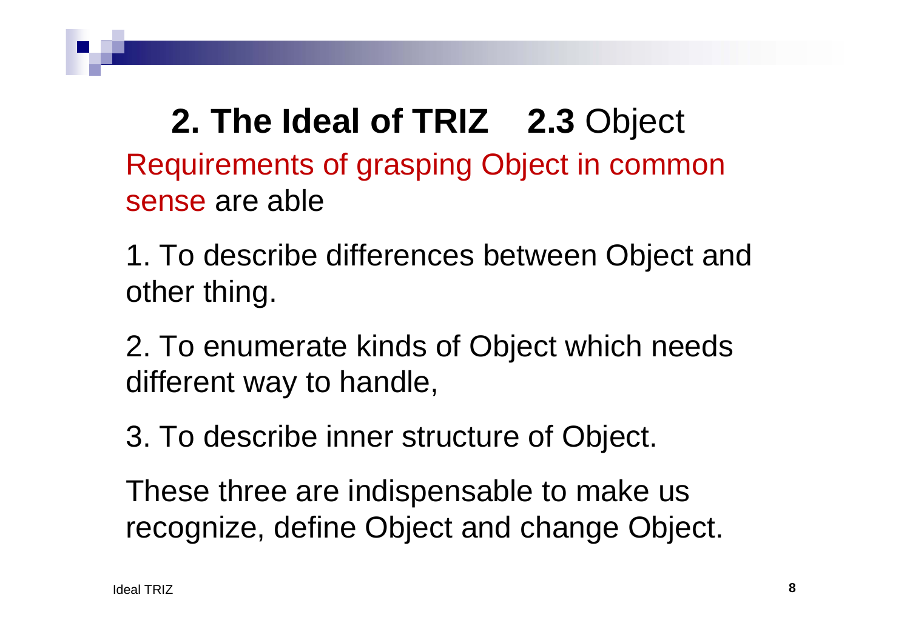# **2. The Ideal of TRIZ 2.3** Object

Requirements of grasping Object in common sense are able

1. To describe differences between Object and other thing.

2. To enumerate kinds of Object which needs different way to handle,

3. To describe inner structure of Object.

These three are indispensable to make us recognize, define Object and change Object.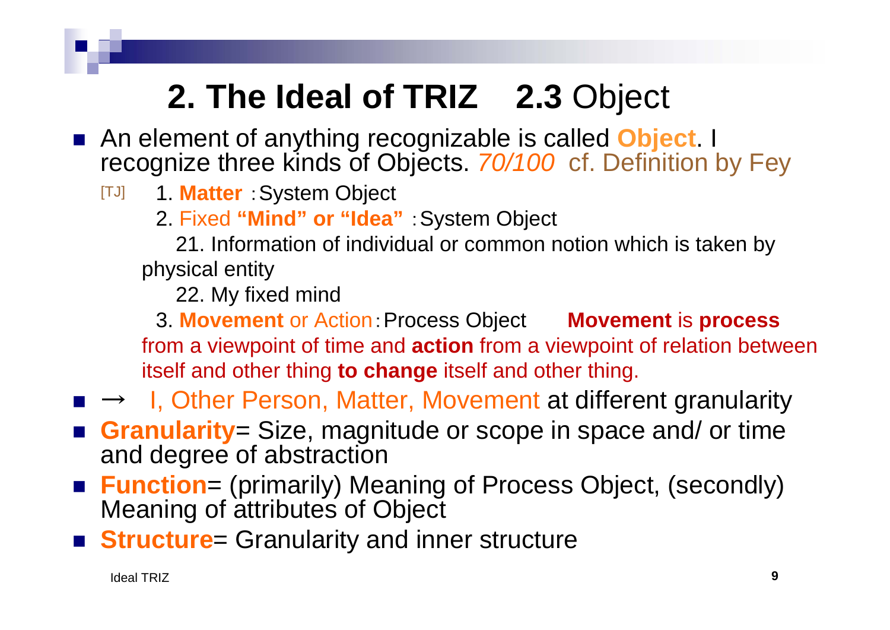# 2. The Ideal of TRIZ 2.3 Object

- An element of anything recognizable is called **Object**. I recognize three kinds of Objects. *70/100* cf. Definition by Fey
  - [TJ] 1. **Matter** : System Object
    2. Fixed **"Mind" or "Idea"** : System Object
       21. Information of individual or common notion which is taken by physical entity
       22. My fixed mind
    3. **Movement** or Action : Process Object **Movement** is **process** from a viewpoint of time and **action** from a viewpoint of relation between itself and other thing **to change** itself and other thing.
- → I, Other Person, Matter, Movement at different granularity
- **Granularity**= Size, magnitude or scope in space and/ or time and degree of abstraction
- **Function**= (primarily) Meaning of Process Object, (secondly) Meaning of attributes of Object
- **Structure**= Granularity and inner structure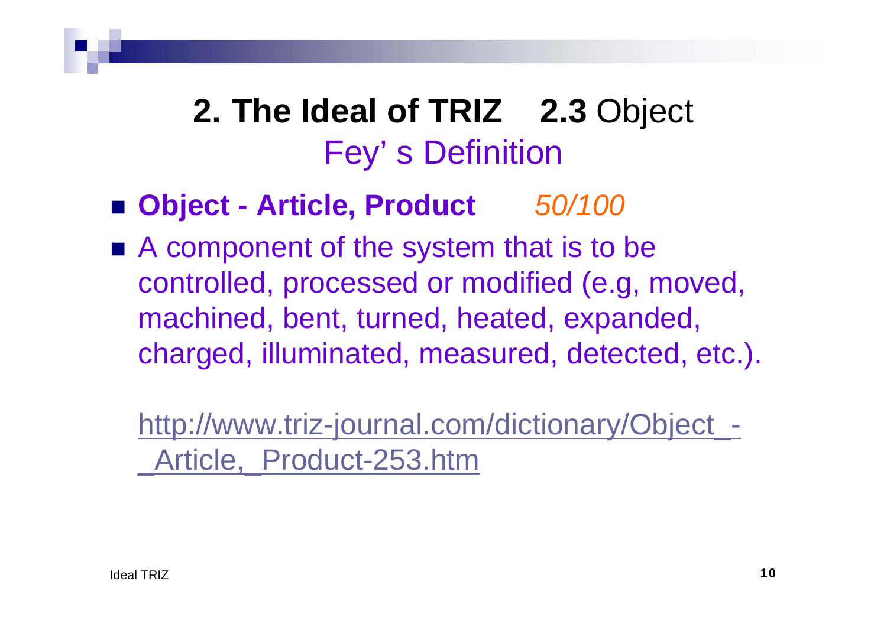# 2. The Ideal of TRIZ **2.3** Object

## Fey' s Definition

- **Object - Article, Product** *50/100*
- A component of the system that is to be controlled, processed or modified (e.g, moved, machined, bent, turned, heated, expanded, charged, illuminated, measured, detected, etc.).

http://www.triz-journal.com/dictionary/Object_-_Article,_Product-253.htm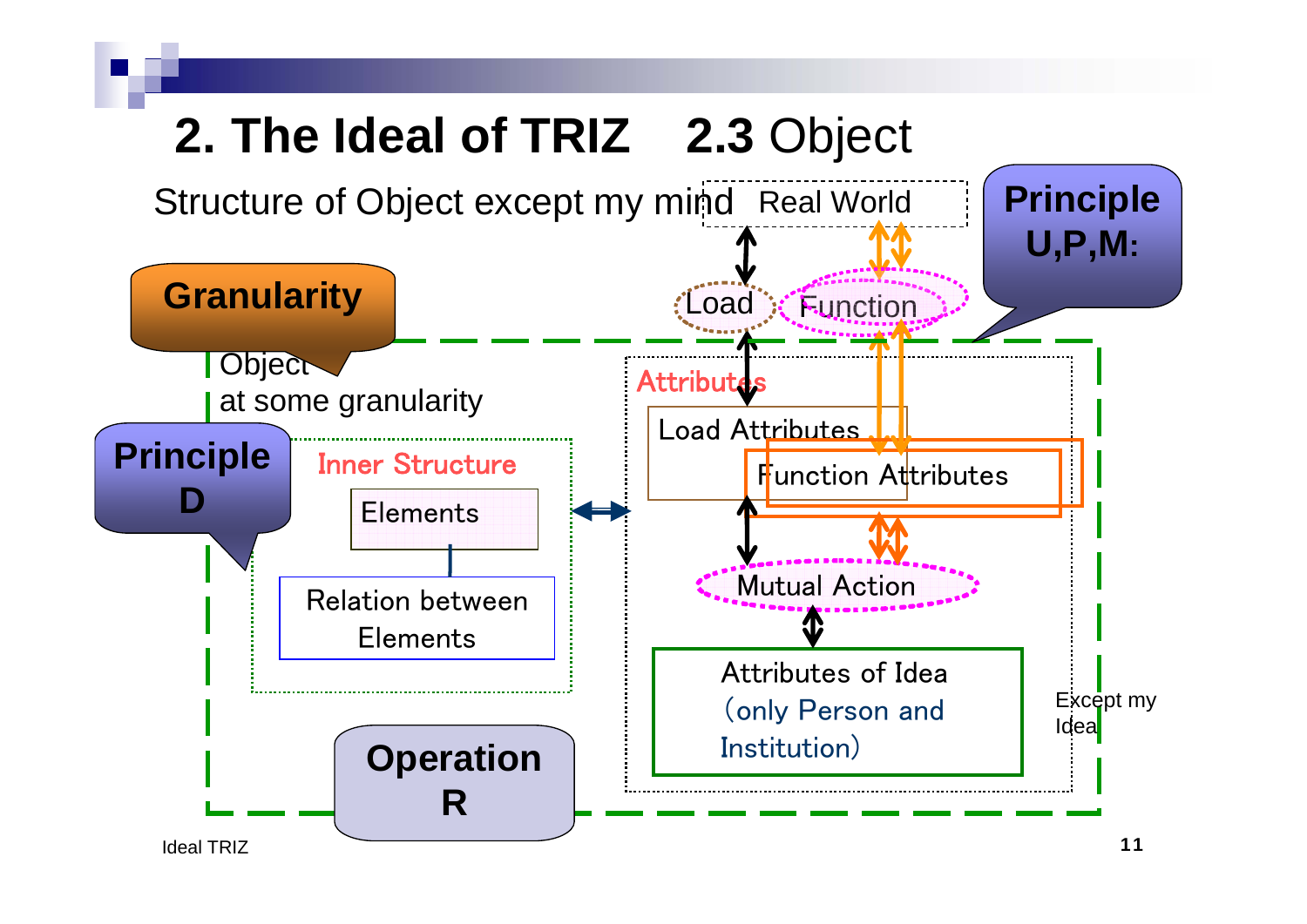# 2. The Ideal of TRIZ　2.3 Object

Structure of Object except my mind

Real World

Principle U,P,M:

Granularity

Load

Function

Object at some granularity

Attributes

Load Attributes

Function Attributes

Principle D

Inner Structure

Elements

Relation between Elements

Mutual Action

Attributes of Idea (only Person and Institution)

Except my Idea

Operation R

Ideal TRIZ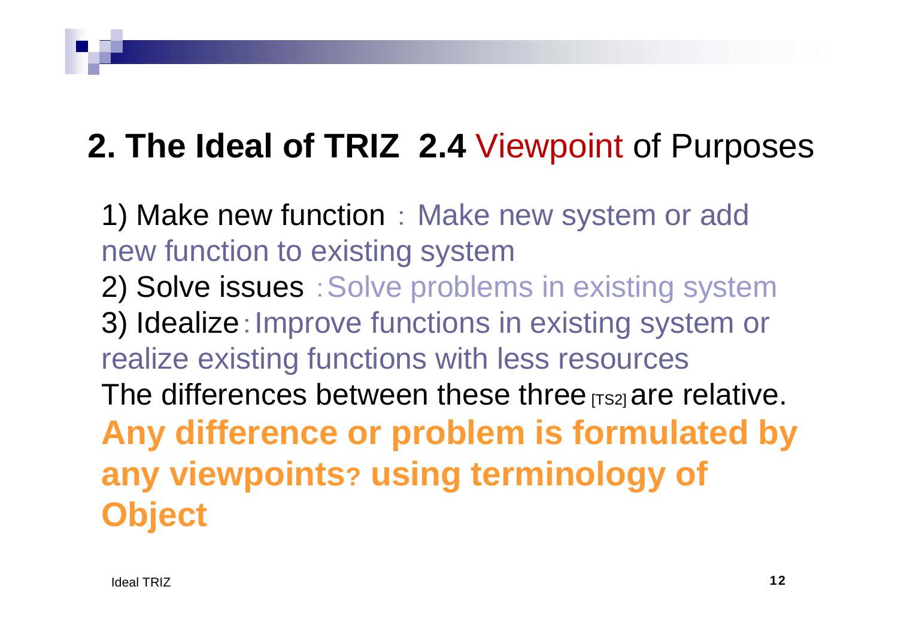## 2. The Ideal of TRIZ 2.4 Viewpoint of Purposes

1) Make new function：Make new system or add new function to existing system
2) Solve issues：Solve problems in existing system
3) Idealize：Improve functions in existing system or realize existing functions with less resources

The differences between these three [TS2] are relative.

**Any difference or problem is formulated by any viewpoints? using terminology of Object**

Ideal TRIZ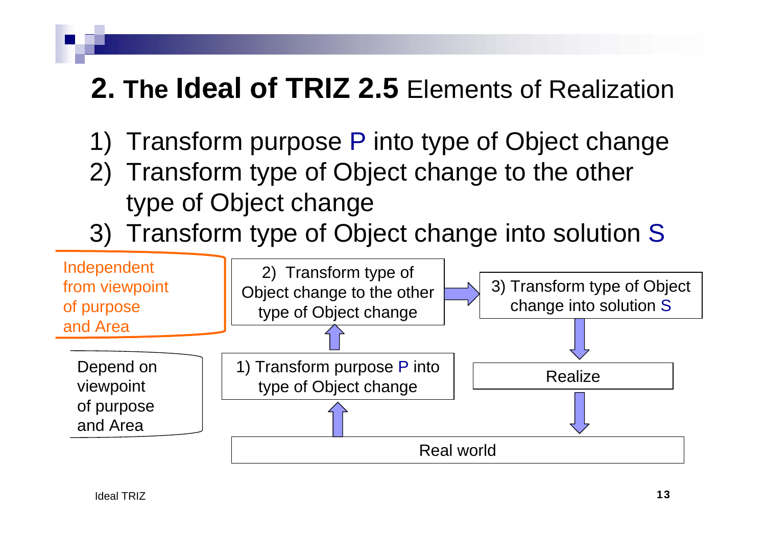## 2. The Ideal of TRIZ 2.5 Elements of Realization

1) Transform purpose P into type of Object change
2) Transform type of Object change to the other type of Object change
3) Transform type of Object change into solution S

Independent from viewpoint of purpose and Area

Depend on viewpoint of purpose and Area

2) Transform type of Object change to the other type of Object change

3) Transform type of Object change into solution S

1) Transform purpose P into type of Object change

Realize

Real world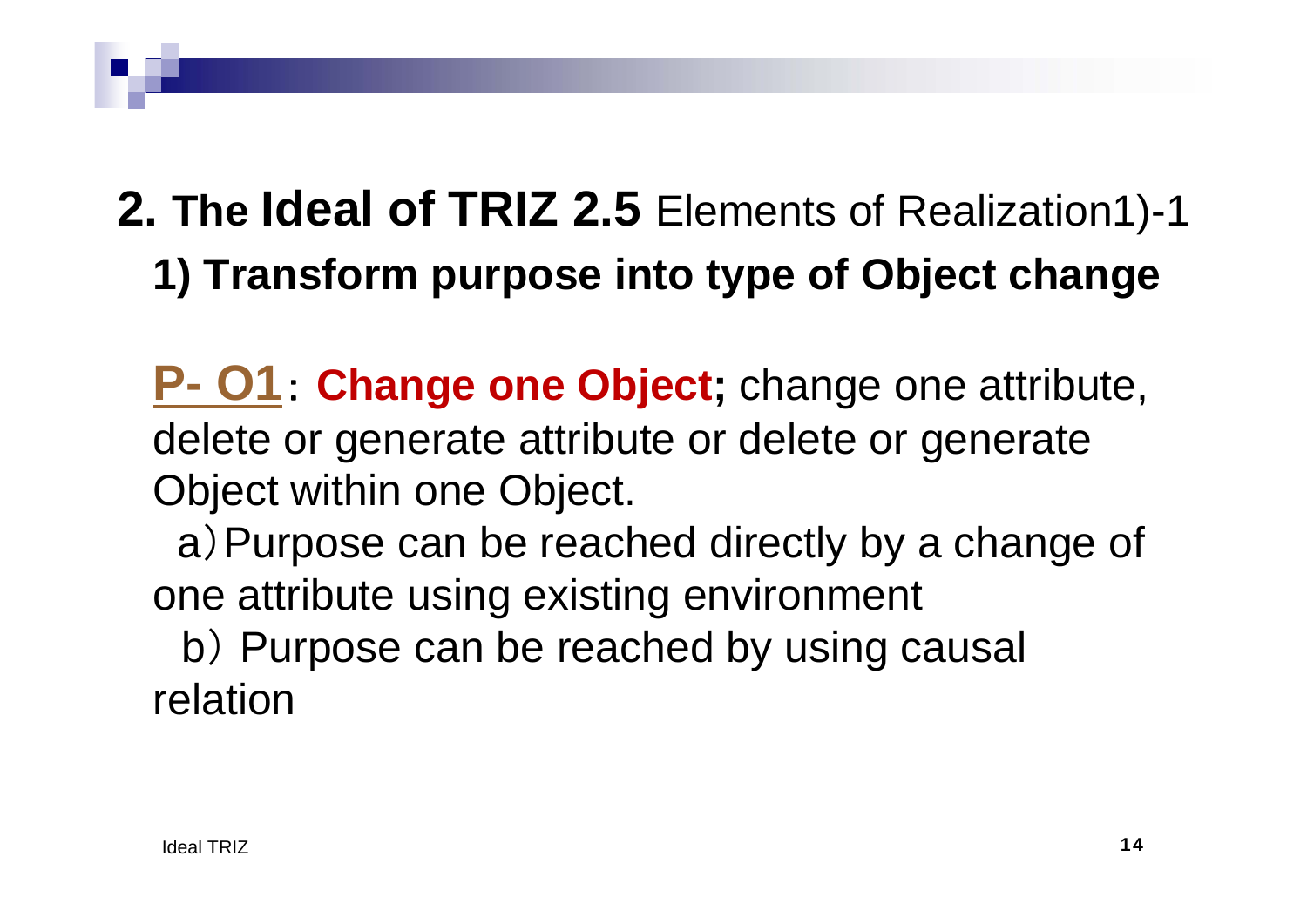## 2. The Ideal of TRIZ 2.5 Elements of Realization1)-1

### 1) Transform purpose into type of Object change

**P- O1**: **Change one Object;** change one attribute, delete or generate attribute or delete or generate Object within one Object.

a）Purpose can be reached directly by a change of one attribute using existing environment

b） Purpose can be reached by using causal relation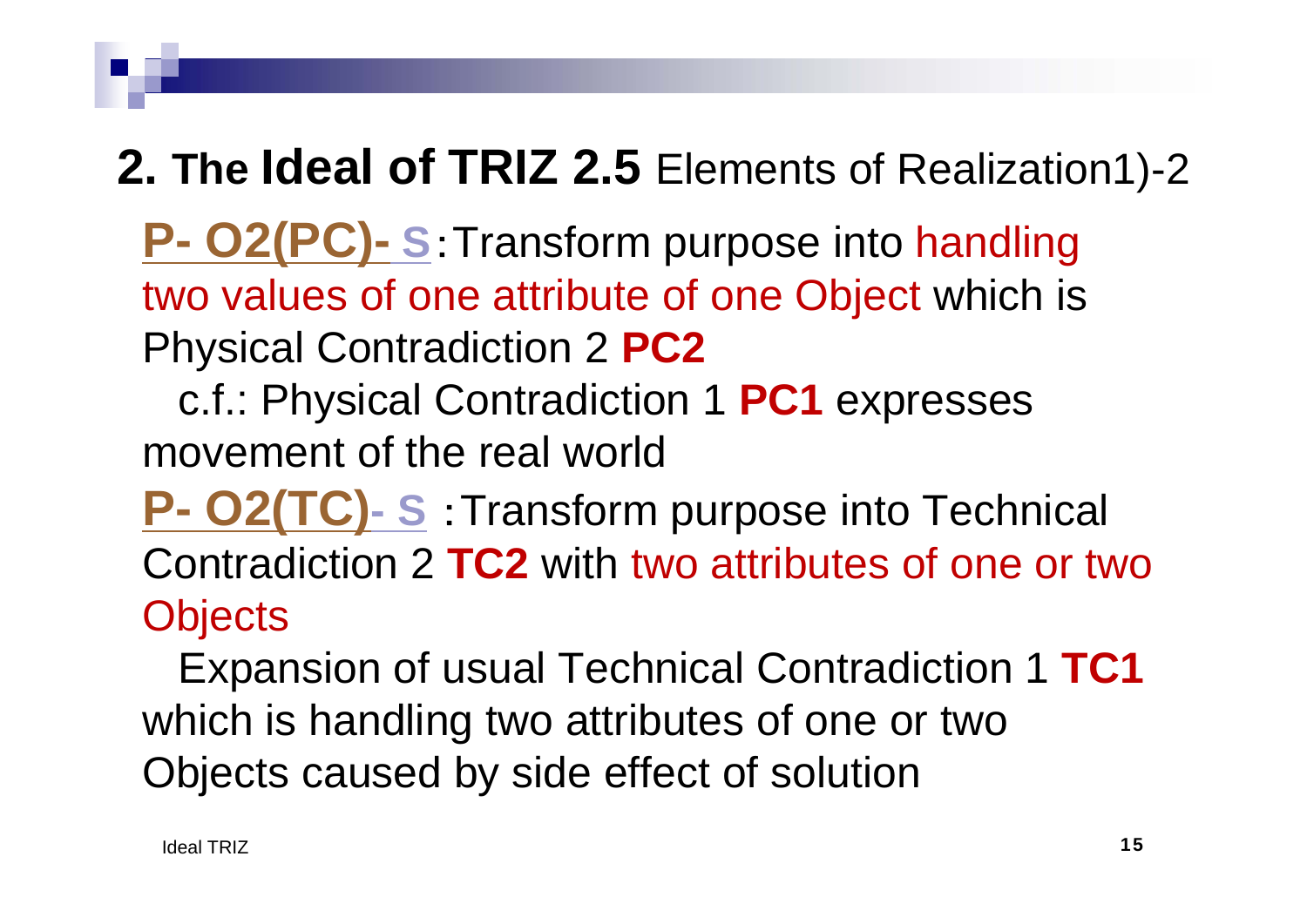## 2. The Ideal of TRIZ 2.5 Elements of Realization1)-2

**P- O2(PC)- S**:Transform purpose into handling two values of one attribute of one Object which is Physical Contradiction 2 **PC2**

c.f.: Physical Contradiction 1 **PC1** expresses movement of the real world

**P- O2(TC)- S** :Transform purpose into Technical Contradiction 2 **TC2** with two attributes of one or two Objects

Expansion of usual Technical Contradiction 1 **TC1** which is handling two attributes of one or two Objects caused by side effect of solution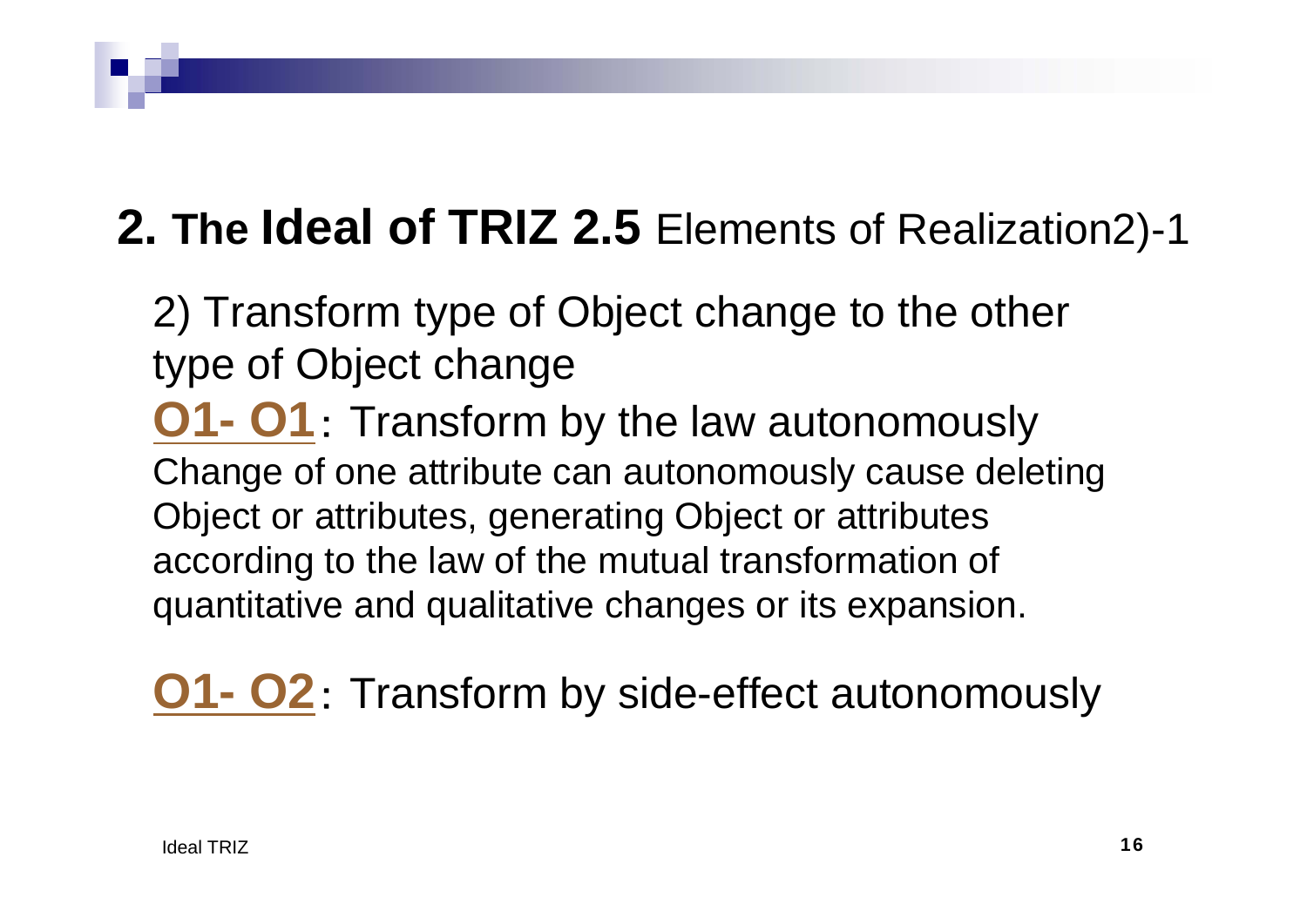## 2. The Ideal of TRIZ 2.5 Elements of Realization2)-1

2) Transform type of Object change to the other type of Object change

**O1- O1**: Transform by the law autonomously

Change of one attribute can autonomously cause deleting Object or attributes, generating Object or attributes according to the law of the mutual transformation of quantitative and qualitative changes or its expansion.

**O1- O2**: Transform by side-effect autonomously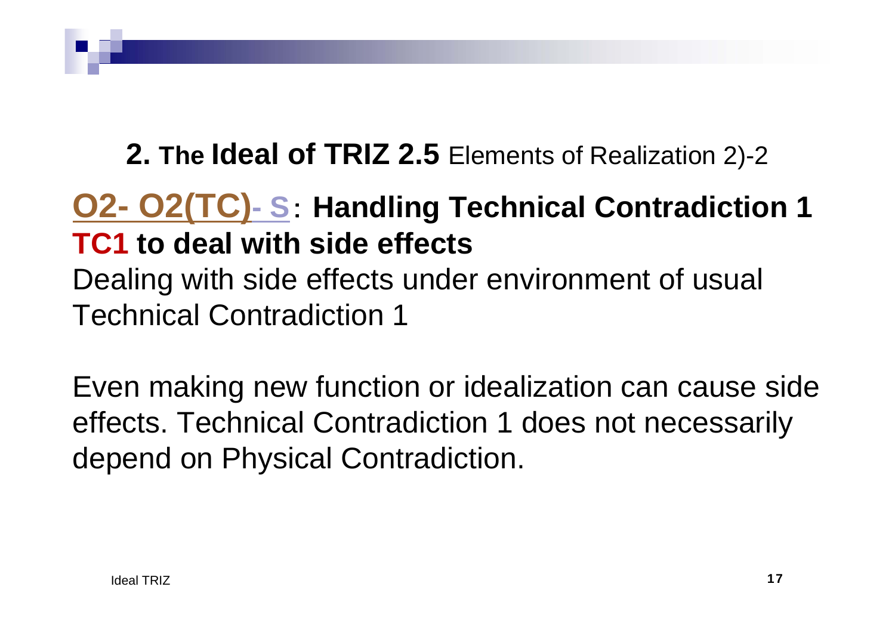## 2. The Ideal of TRIZ 2.5 Elements of Realization 2)-2

**O2- O2(TC)- S**: **Handling Technical Contradiction 1**
**TC1 to deal with side effects**

Dealing with side effects under environment of usual Technical Contradiction 1

Even making new function or idealization can cause side effects. Technical Contradiction 1 does not necessarily depend on Physical Contradiction.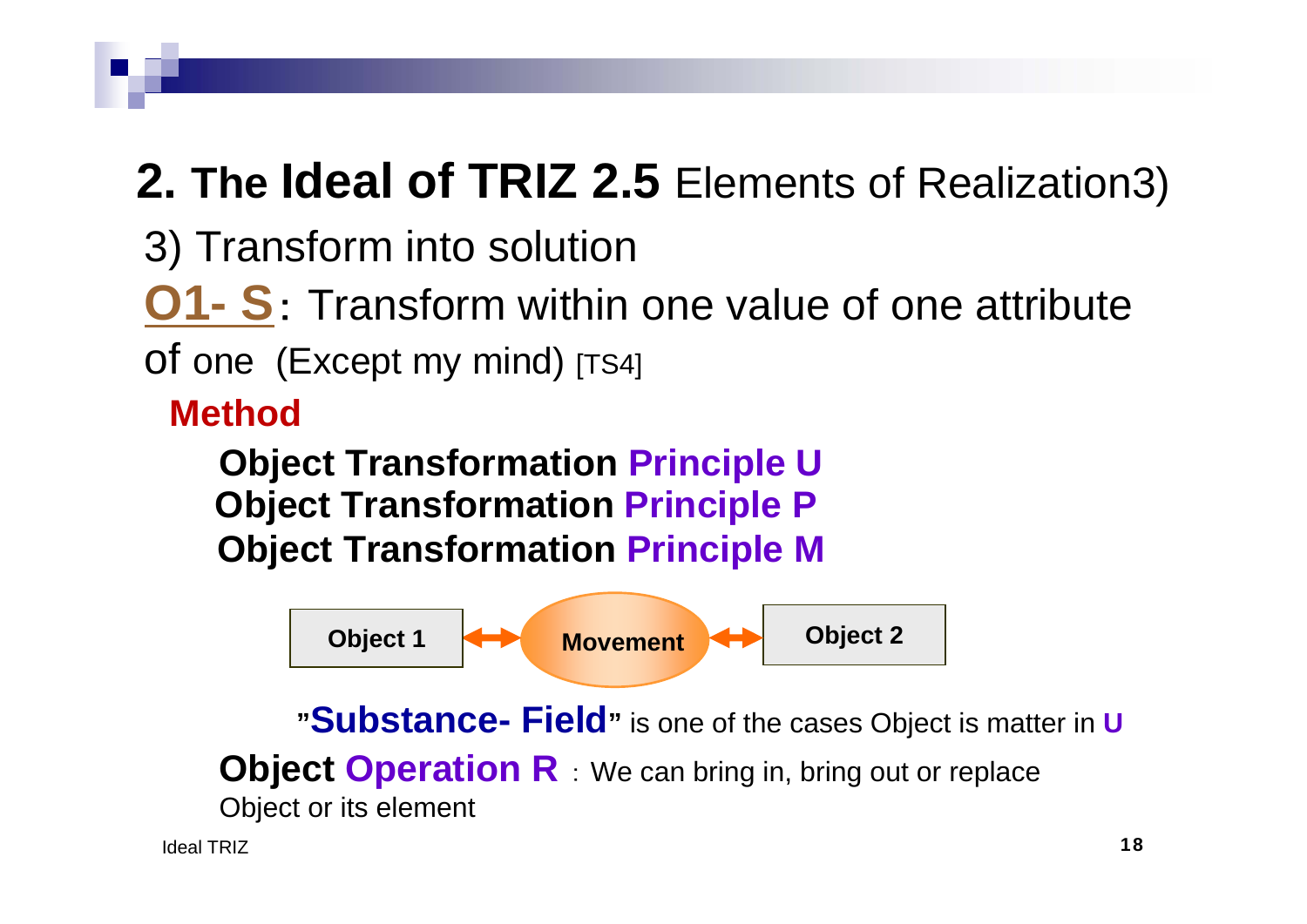# 2. The Ideal of TRIZ 2.5 Elements of Realization3)

3) Transform into solution

**O1- S**: Transform within one value of one attribute of one (Except my mind) [TS4]

**Method**

**Object Transformation Principle U**
**Object Transformation Principle P**
**Object Transformation Principle M**

Object 1 ↔ Movement ↔ Object 2

"**Substance- Field**" is one of the cases Object is matter in **U**

**Object Operation R**: We can bring in, bring out or replace Object or its element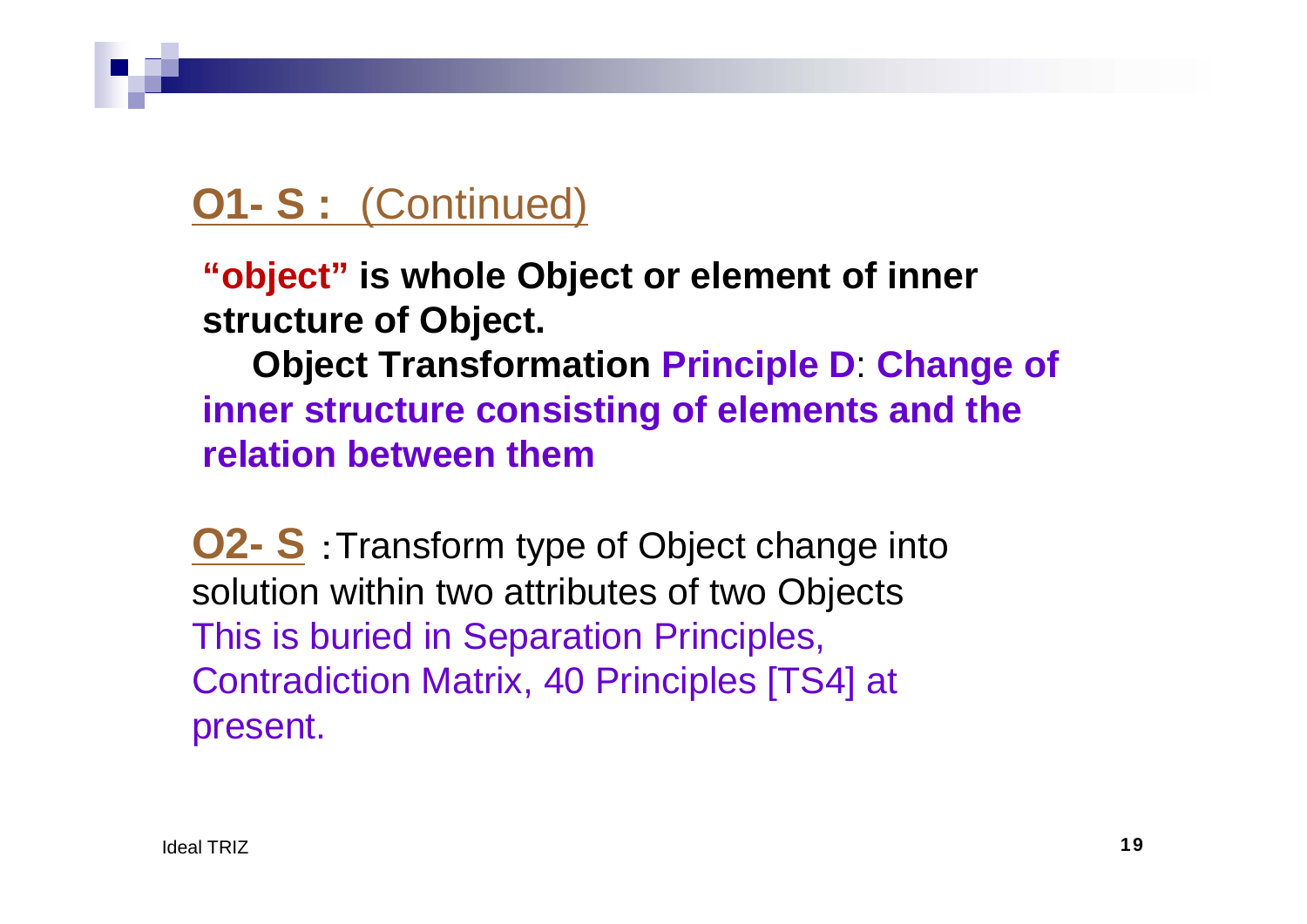## O1- S : (Continued)

**"object" is whole Object or element of inner structure of Object.**

**Object Transformation Principle D: Change of inner structure consisting of elements and the relation between them**

**O2- S** : Transform type of Object change into solution within two attributes of two Objects
This is buried in Separation Principles, Contradiction Matrix, 40 Principles [TS4] at present.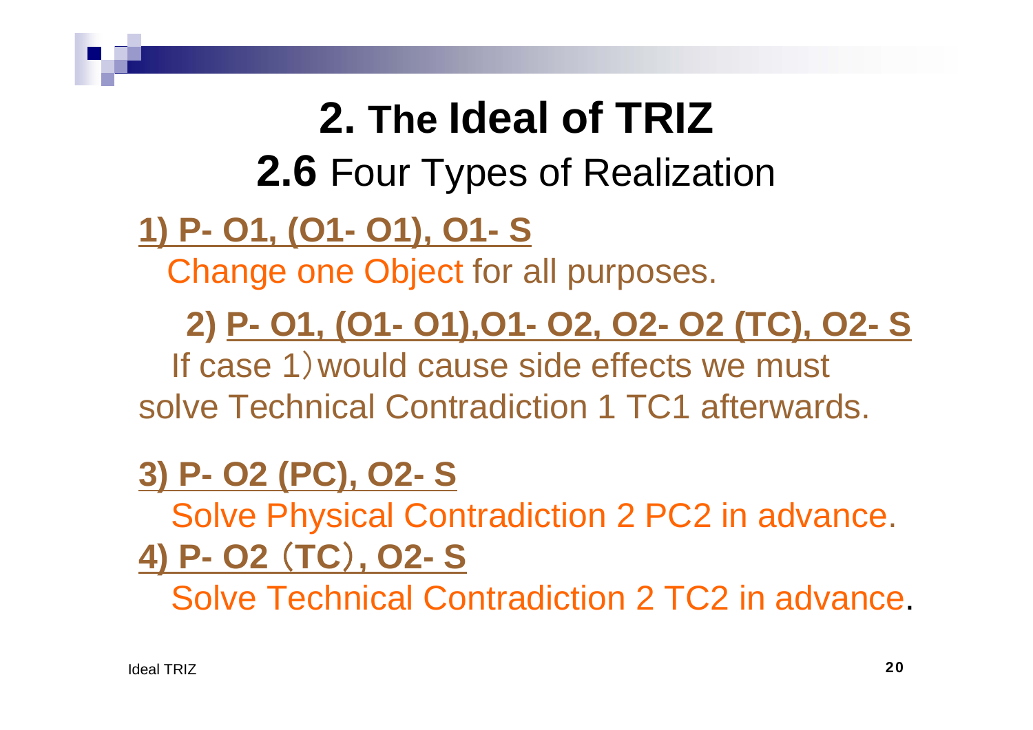# 2. The Ideal of TRIZ

## 2.6 Four Types of Realization

**1) P- O1, (O1- O1), O1- S**

Change one Object for all purposes.

**2) P- O1, (O1- O1),O1- O2, O2- O2 (TC), O2- S**

If case 1）would cause side effects we must solve Technical Contradiction 1 TC1 afterwards.

**3) P- O2 (PC), O2- S**

Solve Physical Contradiction 2 PC2 in advance.

**4) P- O2（TC）, O2- S**

Solve Technical Contradiction 2 TC2 in advance.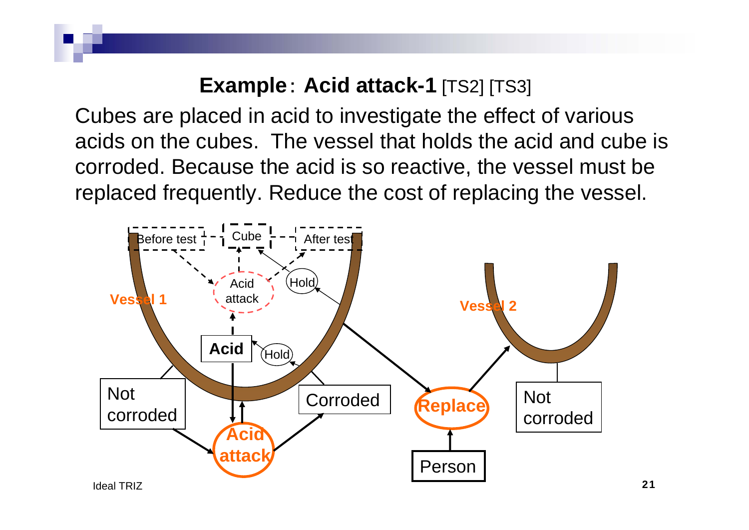## Example: Acid attack-1 [TS2] [TS3]

Cubes are placed in acid to investigate the effect of various acids on the cubes. The vessel that holds the acid and cube is corroded. Because the acid is so reactive, the vessel must be replaced frequently. Reduce the cost of replacing the vessel.

Before test
Cube
After test
Acid attack
Hold
Vessel 1
Acid
Hold
Not corroded
Corroded
Acid attack
Vessel 2
Replace
Not corroded
Person

Ideal TRIZ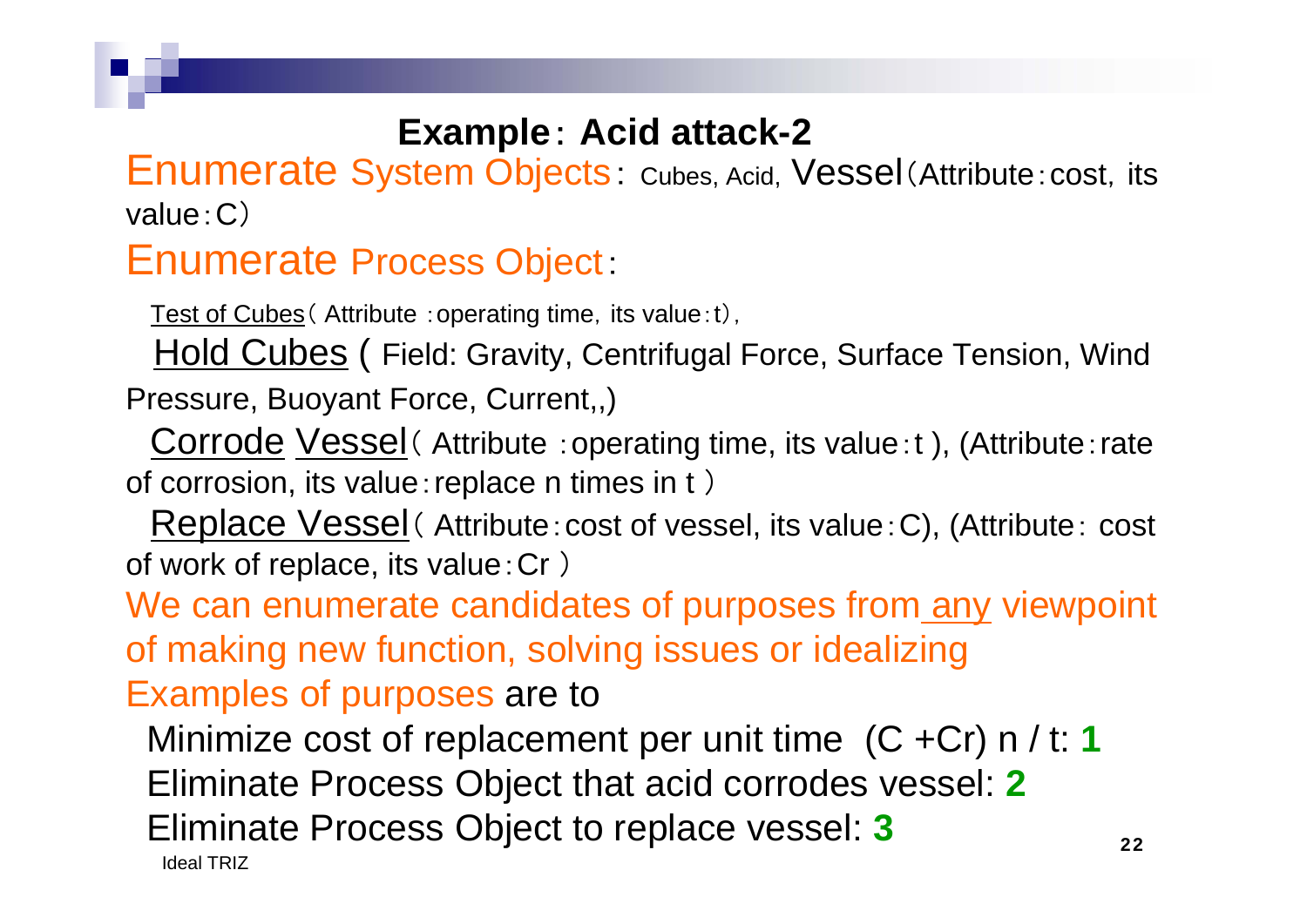## Example: Acid attack-2

Enumerate System Objects: Cubes, Acid, Vessel (Attribute: cost, its value: C)

Enumerate Process Object:

Test of Cubes (Attribute : operating time, its value: t),

Hold Cubes ( Field: Gravity, Centrifugal Force, Surface Tension, Wind Pressure, Buoyant Force, Current,,)

Corrode Vessel ( Attribute : operating time, its value: t ), (Attribute: rate of corrosion, its value: replace n times in t )

Replace Vessel ( Attribute: cost of vessel, its value: C), (Attribute: cost of work of replace, its value: Cr )

We can enumerate candidates of purposes from any viewpoint of making new function, solving issues or idealizing

Examples of purposes are to

- Minimize cost of replacement per unit time $(C + Cr)\, n / t$: **1**
- Eliminate Process Object that acid corrodes vessel: **2**
- Eliminate Process Object to replace vessel: **3**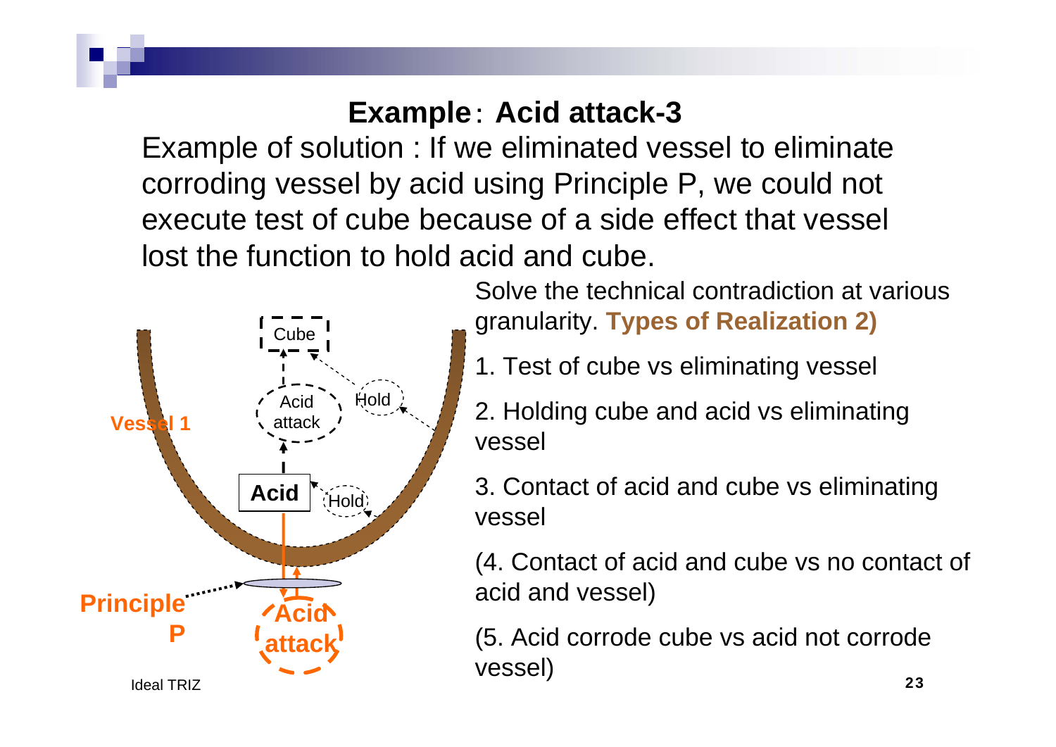## Example：Acid attack-3

Example of solution : If we eliminated vessel to eliminate corroding vessel by acid using Principle P, we could not execute test of cube because of a side effect that vessel lost the function to hold acid and cube.

Cube

Acid attack

Hold

Vessel 1

Acid

Hold

Principle P

Acid attack

Solve the technical contradiction at various granularity. **Types of Realization 2)**

1. Test of cube vs eliminating vessel
2. Holding cube and acid vs eliminating vessel
3. Contact of acid and cube vs eliminating vessel

(4. Contact of acid and cube vs no contact of acid and vessel)

(5. Acid corrode cube vs acid not corrode vessel)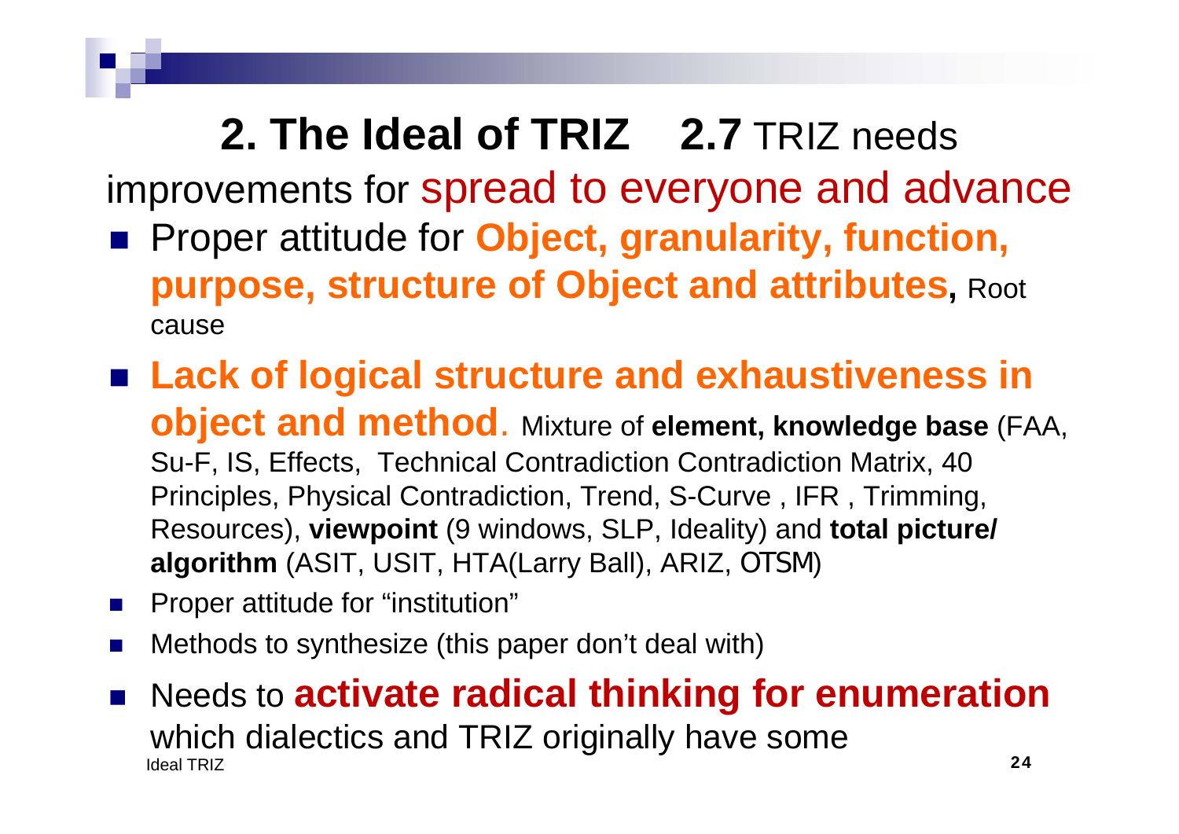## **2. The Ideal of TRIZ** **2.7** TRIZ needs improvements for spread to everyone and advance

- Proper attitude for **Object, granularity, function, purpose, structure of Object and attributes**, Root cause
- **Lack of logical structure and exhaustiveness in object and method**. Mixture of **element, knowledge base** (FAA, Su-F, IS, Effects, Technical Contradiction Contradiction Matrix, 40 Principles, Physical Contradiction, Trend, S-Curve , IFR , Trimming, Resources), **viewpoint** (9 windows, SLP, Ideality) and **total picture/ algorithm** (ASIT, USIT, HTA(Larry Ball), ARIZ, OTSM)
- Proper attitude for "institution"
- Methods to synthesize (this paper don't deal with)
- Needs to **activate radical thinking for enumeration** which dialectics and TRIZ originally have some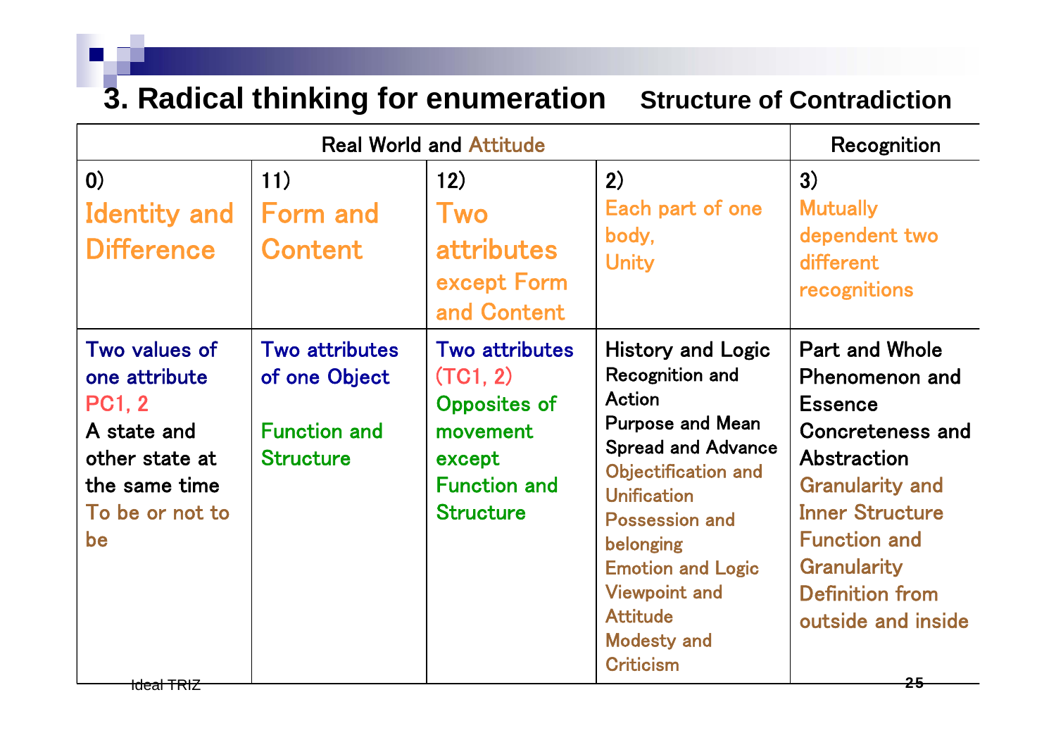## 3. Radical thinking for enumeration

**Structure of Contradiction**

| Real World and Attitude | | | | Recognition |
|---|---|---|---|---|
| 0) Identity and Difference | 11) Form and Content | 12) Two attributes except Form and Content | 2) Each part of one body, Unity | 3) Mutually dependent two different recognitions |
| Two values of one attribute<br>PC1, 2<br>A state and other state at the same time<br>To be or not to be | Two attributes of one Object<br><br>Function and Structure | Two attributes<br>(TC1, 2)<br>Opposites of movement except Function and Structure | History and Logic<br>Recognition and Action<br>Purpose and Mean<br>Spread and Advance<br>Objectification and Unification<br>Possession and belonging<br>Emotion and Logic<br>Viewpoint and Attitude<br>Modesty and Criticism | Part and Whole<br>Phenomenon and Essence<br>Concreteness and Abstraction<br>Granularity and Inner Structure<br>Function and Granularity<br>Definition from outside and inside |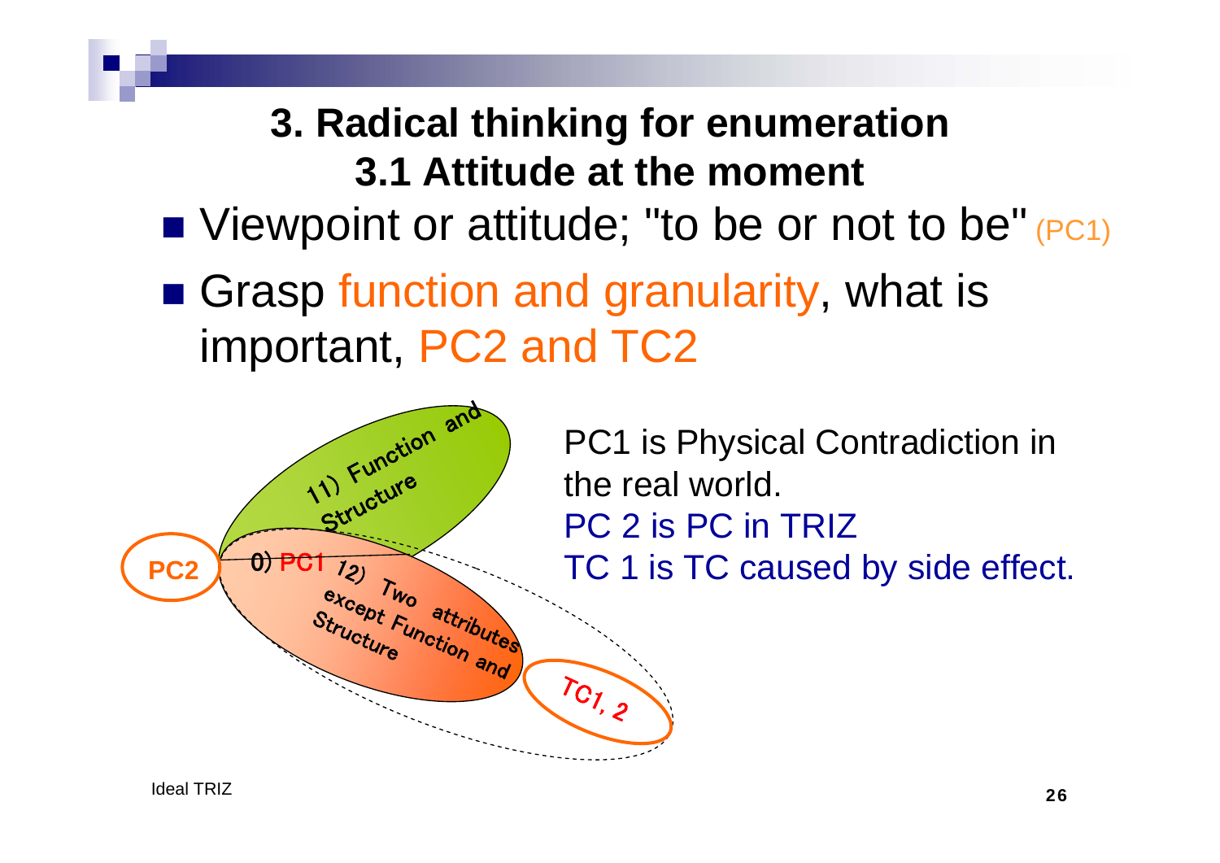# 3. Radical thinking for enumeration

## 3.1 Attitude at the moment

- Viewpoint or attitude; "to be or not to be" (PC1)
- Grasp function and granularity, what is important, PC2 and TC2

11) Function and Structure

0) PC1 12) Two attributes except Function and Structure

PC2

TC1, 2

PC1 is Physical Contradiction in the real world.
PC 2 is PC in TRIZ
TC 1 is TC caused by side effect.

Ideal TRIZ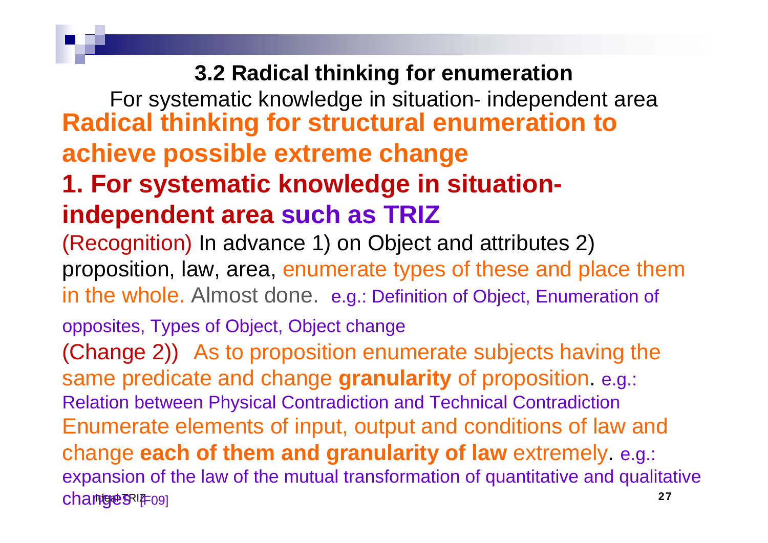### 3.2 Radical thinking for enumeration

For systematic knowledge in situation- independent area

**Radical thinking for structural enumeration to achieve possible extreme change**

**1. For systematic knowledge in situation-independent area such as TRIZ**

(Recognition) In advance 1) on Object and attributes 2) proposition, law, area, enumerate types of these and place them in the whole. Almost done. e.g.: Definition of Object, Enumeration of opposites, Types of Object, Object change

(Change 2)) As to proposition enumerate subjects having the same predicate and change **granularity** of proposition. e.g.: Relation between Physical Contradiction and Technical Contradiction

Enumerate elements of input, output and conditions of law and change **each of them and granularity of law** extremely. e.g.: expansion of the law of the mutual transformation of quantitative and qualitative changes

Ideal TRIZ [F09]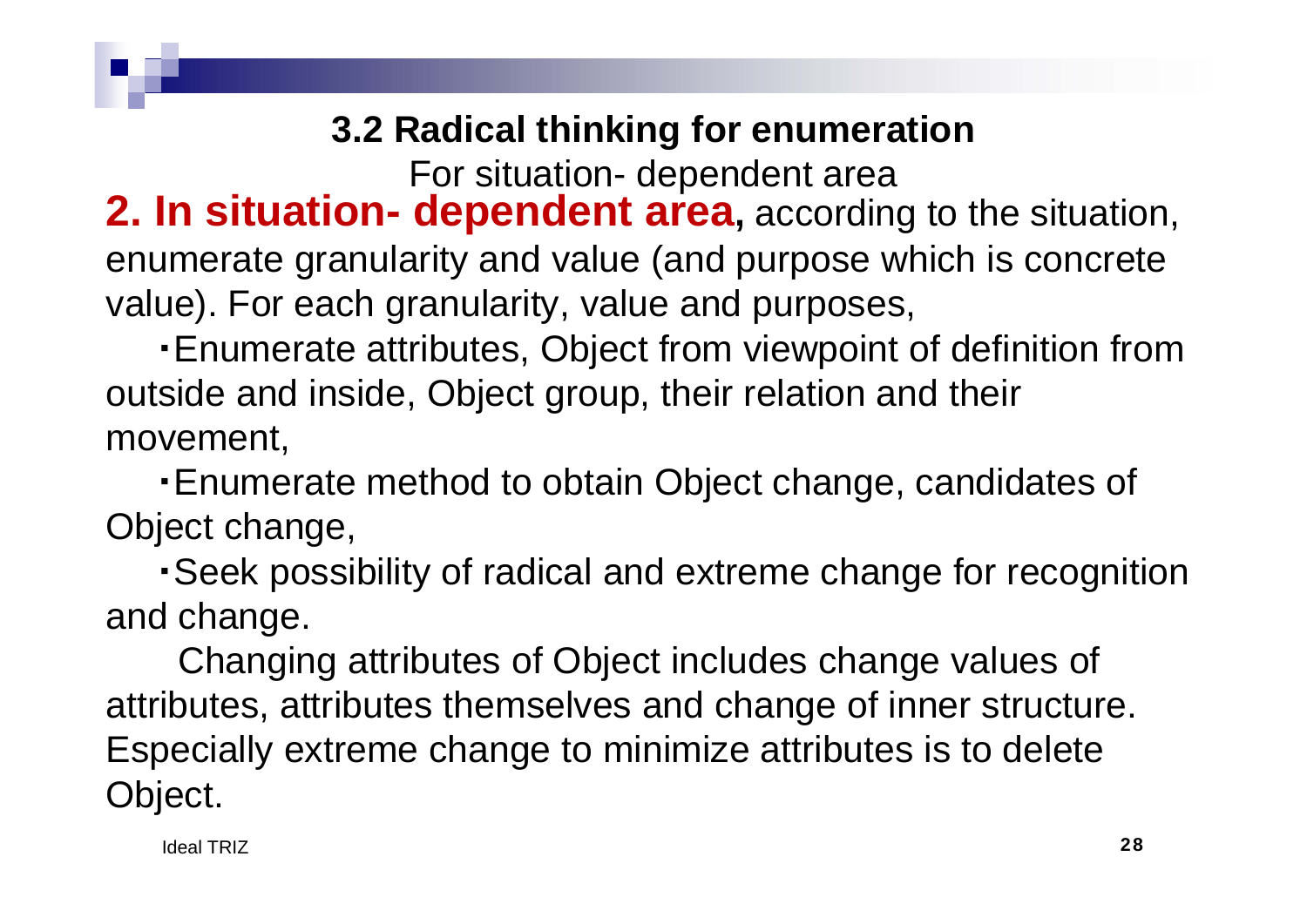## 3.2 Radical thinking for enumeration

For situation- dependent area

**2. In situation- dependent area,** according to the situation, enumerate granularity and value (and purpose which is concrete value). For each granularity, value and purposes,

- Enumerate attributes, Object from viewpoint of definition from outside and inside, Object group, their relation and their movement,
- Enumerate method to obtain Object change, candidates of Object change,
- Seek possibility of radical and extreme change for recognition and change.

Changing attributes of Object includes change values of attributes, attributes themselves and change of inner structure. Especially extreme change to minimize attributes is to delete Object.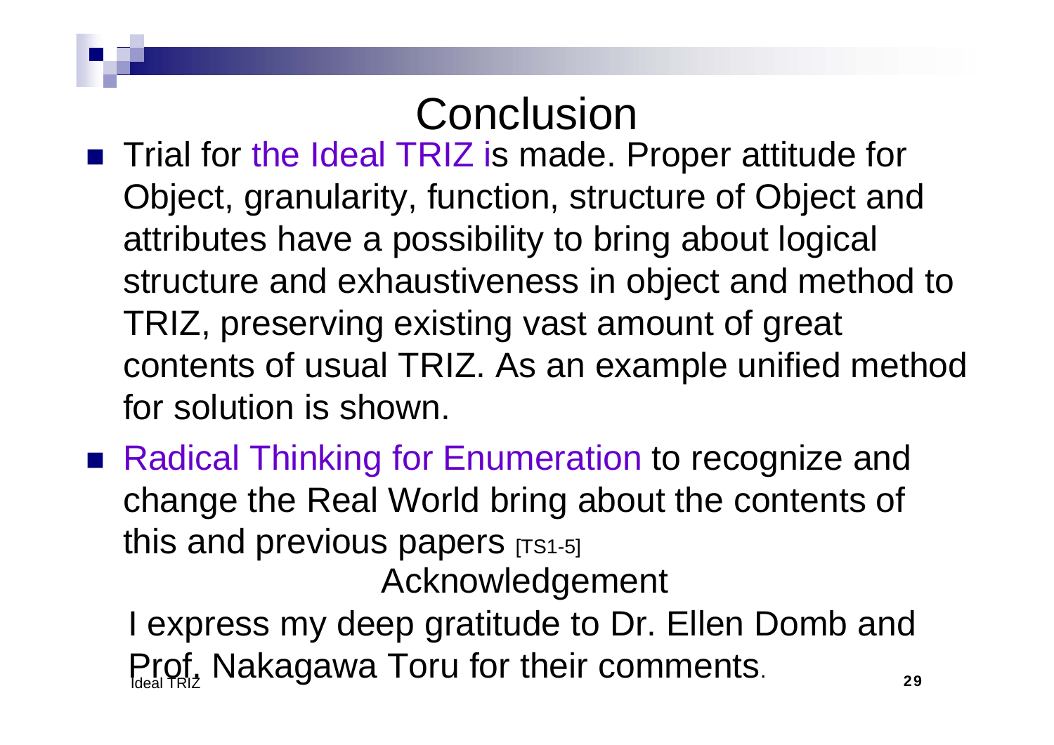# Conclusion

- Trial for the Ideal TRIZ is made. Proper attitude for Object, granularity, function, structure of Object and attributes have a possibility to bring about logical structure and exhaustiveness in object and method to TRIZ, preserving existing vast amount of great contents of usual TRIZ. As an example unified method for solution is shown.
- Radical Thinking for Enumeration to recognize and change the Real World bring about the contents of this and previous papers [TS1-5]

## Acknowledgement

I express my deep gratitude to Dr. Ellen Domb and Prof. Nakagawa Toru for their comments.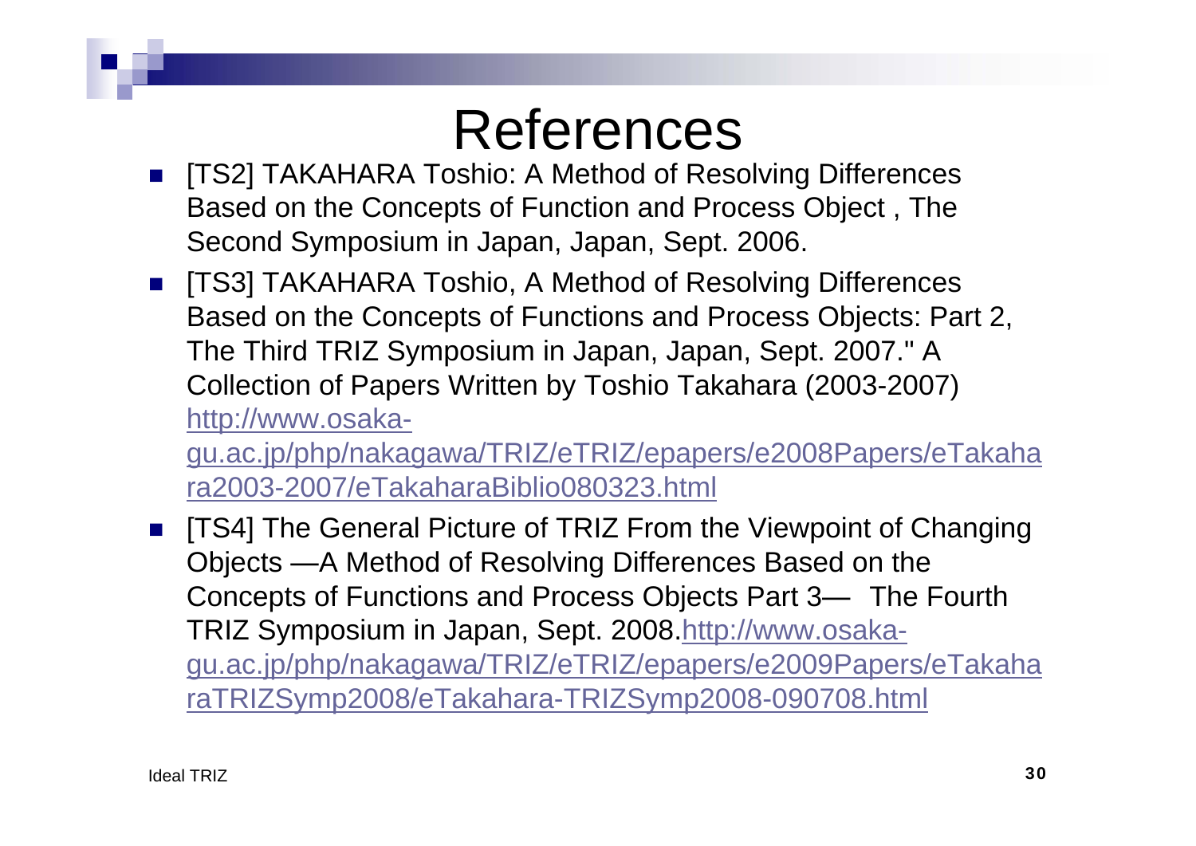# References

- [TS2] TAKAHARA Toshio: A Method of Resolving Differences Based on the Concepts of Function and Process Object , The Second Symposium in Japan, Japan, Sept. 2006.
- [TS3] TAKAHARA Toshio, A Method of Resolving Differences Based on the Concepts of Functions and Process Objects: Part 2, The Third TRIZ Symposium in Japan, Japan, Sept. 2007." A Collection of Papers Written by Toshio Takahara (2003-2007) http://www.osaka-gu.ac.jp/php/nakagawa/TRIZ/eTRIZ/epapers/e2008Papers/eTakahara2003-2007/eTakaharaBiblio080323.html
- [TS4] The General Picture of TRIZ From the Viewpoint of Changing Objects —A Method of Resolving Differences Based on the Concepts of Functions and Process Objects Part 3— The Fourth TRIZ Symposium in Japan, Sept. 2008.http://www.osaka-gu.ac.jp/php/nakagawa/TRIZ/eTRIZ/epapers/e2009Papers/eTakaharaTRIZSymp2008/eTakahara-TRIZSymp2008-090708.html

Ideal TRIZ